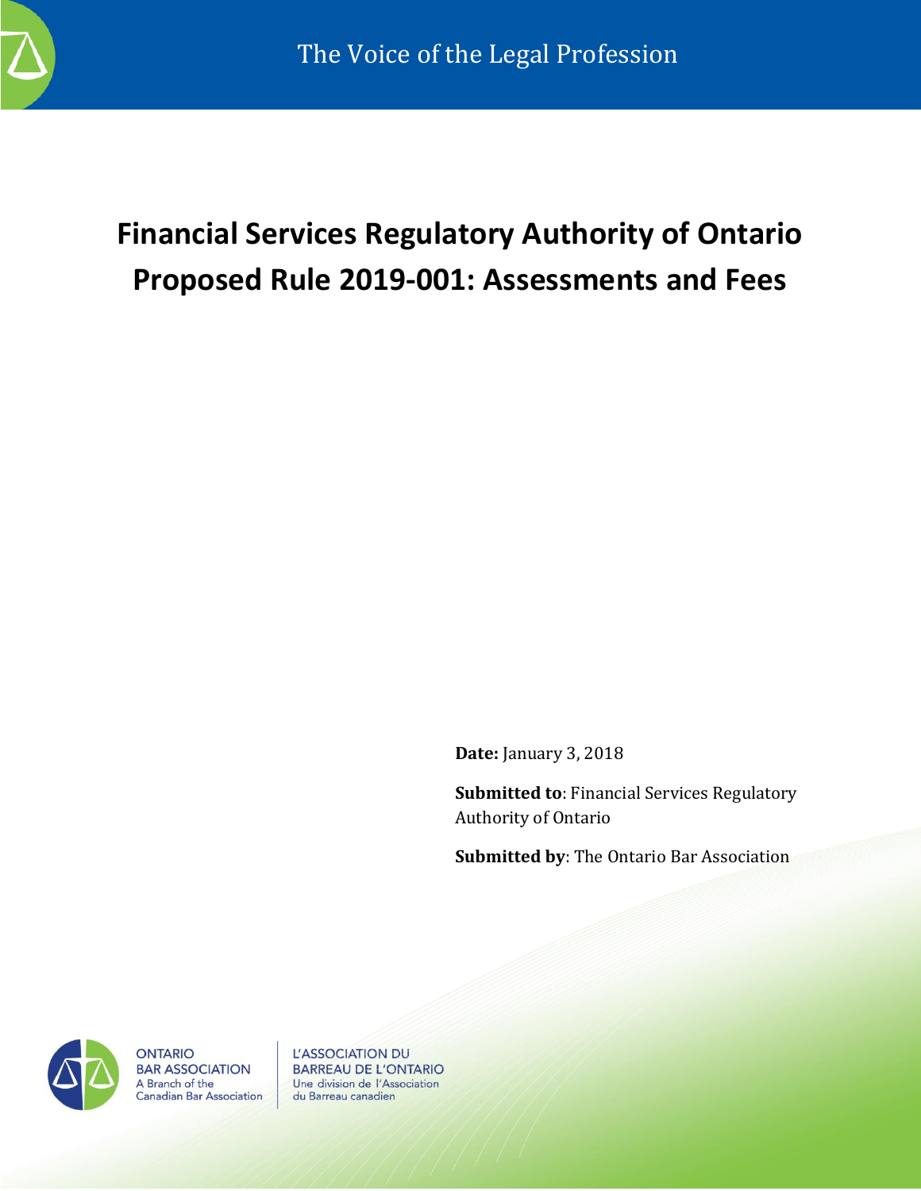The Voice of the Legal Profession

# Financial Services Regulatory Authority of Ontario Proposed Rule 2019-001: Assessments and Fees

**Date:** January 3, 2018

**Submitted to**: Financial Services Regulatory Authority of Ontario

**Submitted by**: The Ontario Bar Association

ONTARIO BAR ASSOCIATION
A Branch of the Canadian Bar Association

L'ASSOCIATION DU BARREAU DE L'ONTARIO
Une division de l'Association du Barreau canadien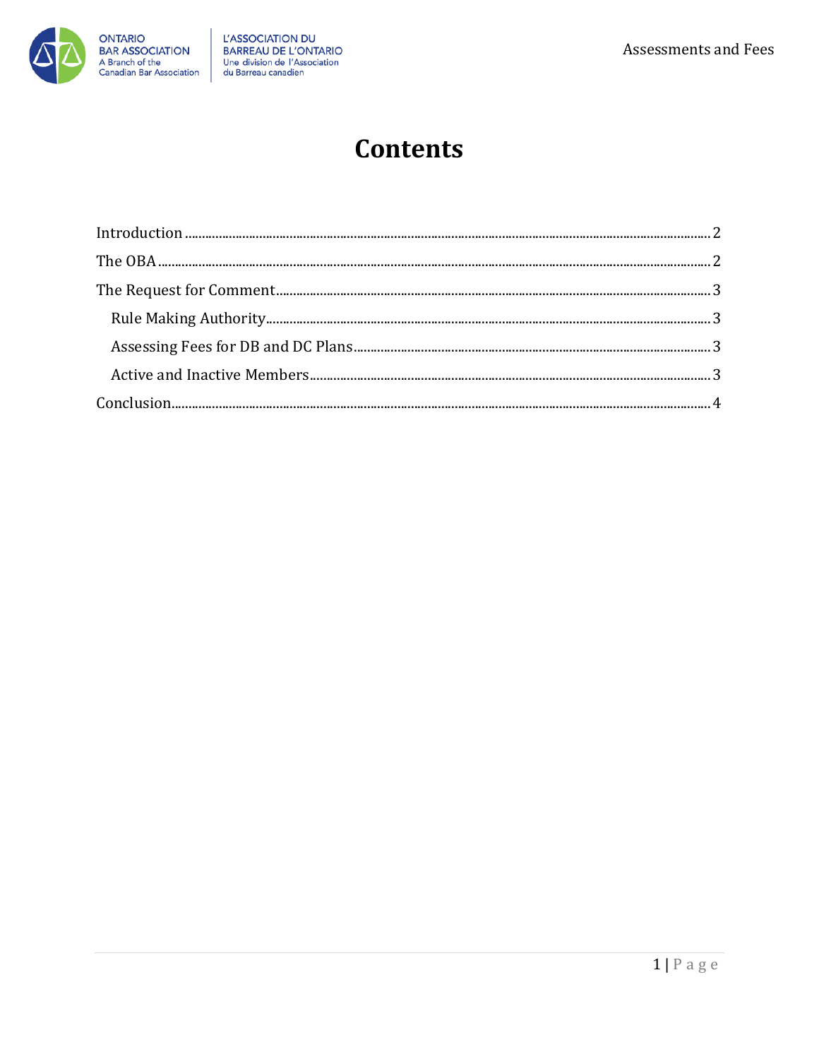# Contents

- Introduction ........ 2
- The OBA ........ 2
- The Request for Comment ........ 3
  - Rule Making Authority ........ 3
  - Assessing Fees for DB and DC Plans ........ 3
  - Active and Inactive Members ........ 3
- Conclusion ........ 4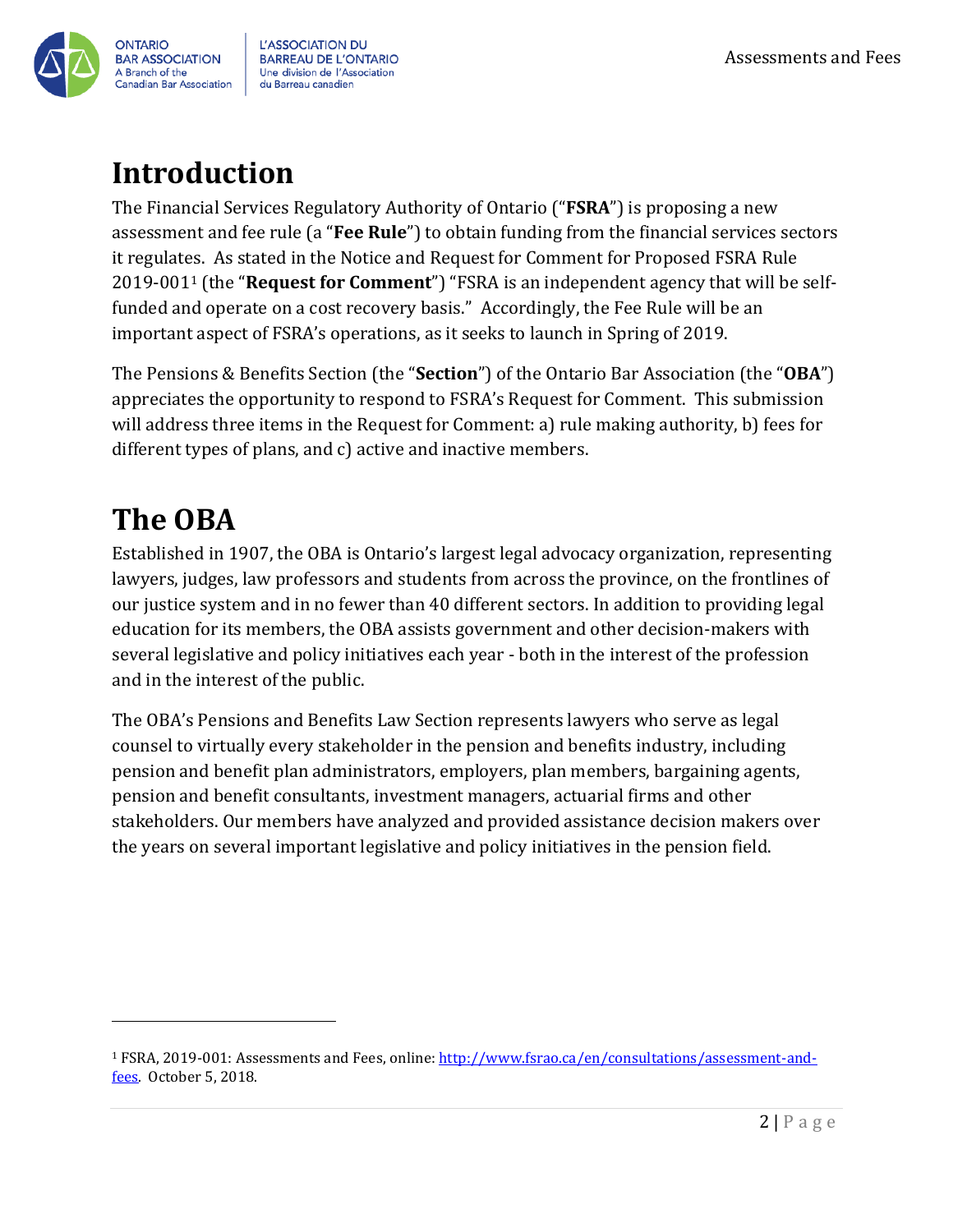# Introduction

The Financial Services Regulatory Authority of Ontario ("**FSRA**") is proposing a new assessment and fee rule (a "**Fee Rule**") to obtain funding from the financial services sectors it regulates. As stated in the Notice and Request for Comment for Proposed FSRA Rule 2019-001[1] (the "**Request for Comment**") "FSRA is an independent agency that will be self-funded and operate on a cost recovery basis." Accordingly, the Fee Rule will be an important aspect of FSRA's operations, as it seeks to launch in Spring of 2019.

The Pensions & Benefits Section (the "**Section**") of the Ontario Bar Association (the "**OBA**") appreciates the opportunity to respond to FSRA's Request for Comment. This submission will address three items in the Request for Comment: a) rule making authority, b) fees for different types of plans, and c) active and inactive members.

# The OBA

Established in 1907, the OBA is Ontario's largest legal advocacy organization, representing lawyers, judges, law professors and students from across the province, on the frontlines of our justice system and in no fewer than 40 different sectors. In addition to providing legal education for its members, the OBA assists government and other decision-makers with several legislative and policy initiatives each year - both in the interest of the profession and in the interest of the public.

The OBA's Pensions and Benefits Law Section represents lawyers who serve as legal counsel to virtually every stakeholder in the pension and benefits industry, including pension and benefit plan administrators, employers, plan members, bargaining agents, pension and benefit consultants, investment managers, actuarial firms and other stakeholders. Our members have analyzed and provided assistance decision makers over the years on several important legislative and policy initiatives in the pension field.

---

[1] FSRA, 2019-001: Assessments and Fees, online: http://www.fsrao.ca/en/consultations/assessment-and-fees. October 5, 2018.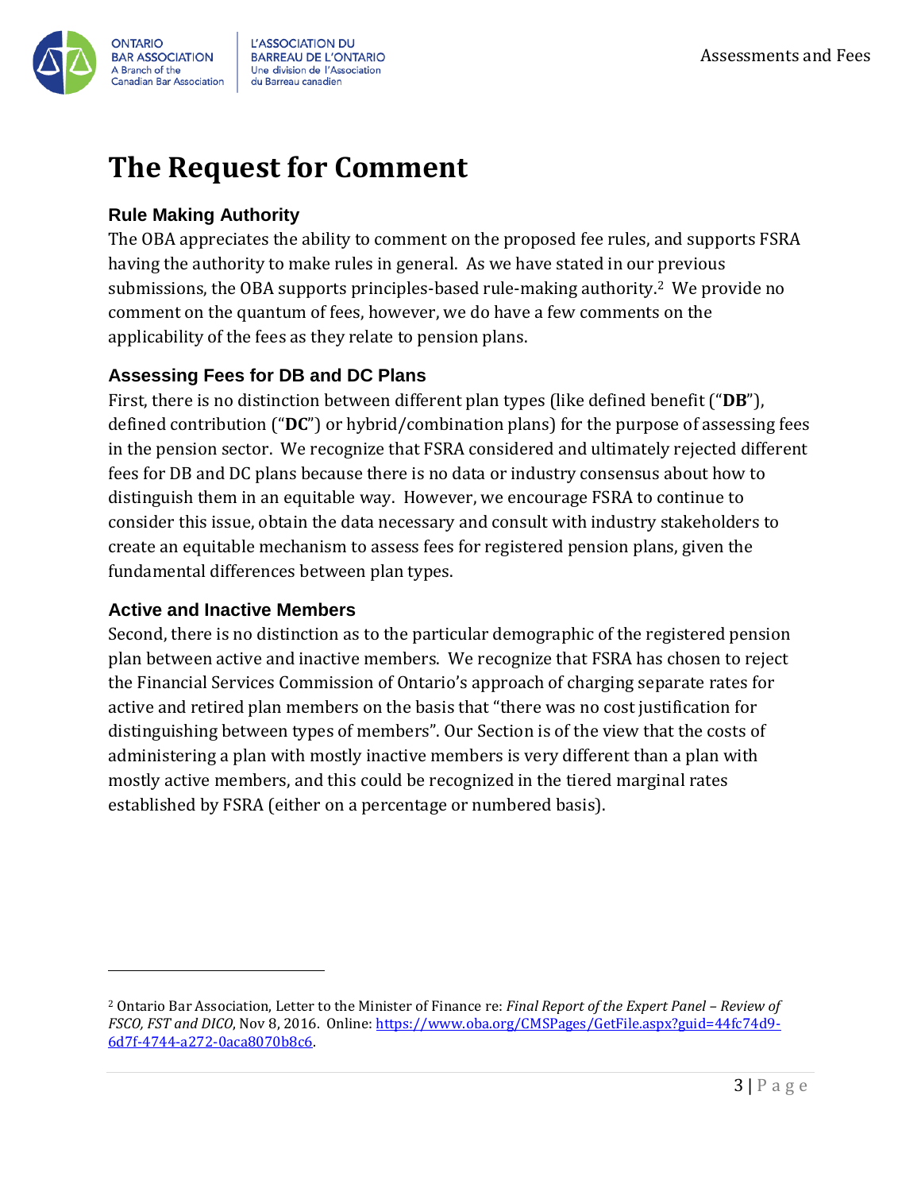# The Request for Comment

### Rule Making Authority

The OBA appreciates the ability to comment on the proposed fee rules, and supports FSRA having the authority to make rules in general. As we have stated in our previous submissions, the OBA supports principles-based rule-making authority.[2] We provide no comment on the quantum of fees, however, we do have a few comments on the applicability of the fees as they relate to pension plans.

### Assessing Fees for DB and DC Plans

First, there is no distinction between different plan types (like defined benefit ("**DB**"), defined contribution ("**DC**") or hybrid/combination plans) for the purpose of assessing fees in the pension sector. We recognize that FSRA considered and ultimately rejected different fees for DB and DC plans because there is no data or industry consensus about how to distinguish them in an equitable way. However, we encourage FSRA to continue to consider this issue, obtain the data necessary and consult with industry stakeholders to create an equitable mechanism to assess fees for registered pension plans, given the fundamental differences between plan types.

### Active and Inactive Members

Second, there is no distinction as to the particular demographic of the registered pension plan between active and inactive members. We recognize that FSRA has chosen to reject the Financial Services Commission of Ontario's approach of charging separate rates for active and retired plan members on the basis that "there was no cost justification for distinguishing between types of members". Our Section is of the view that the costs of administering a plan with mostly inactive members is very different than a plan with mostly active members, and this could be recognized in the tiered marginal rates established by FSRA (either on a percentage or numbered basis).

---

[2] Ontario Bar Association, Letter to the Minister of Finance re: *Final Report of the Expert Panel – Review of FSCO, FST and DICO*, Nov 8, 2016. Online: https://www.oba.org/CMSPages/GetFile.aspx?guid=44fc74d9-6d7f-4744-a272-0aca8070b8c6.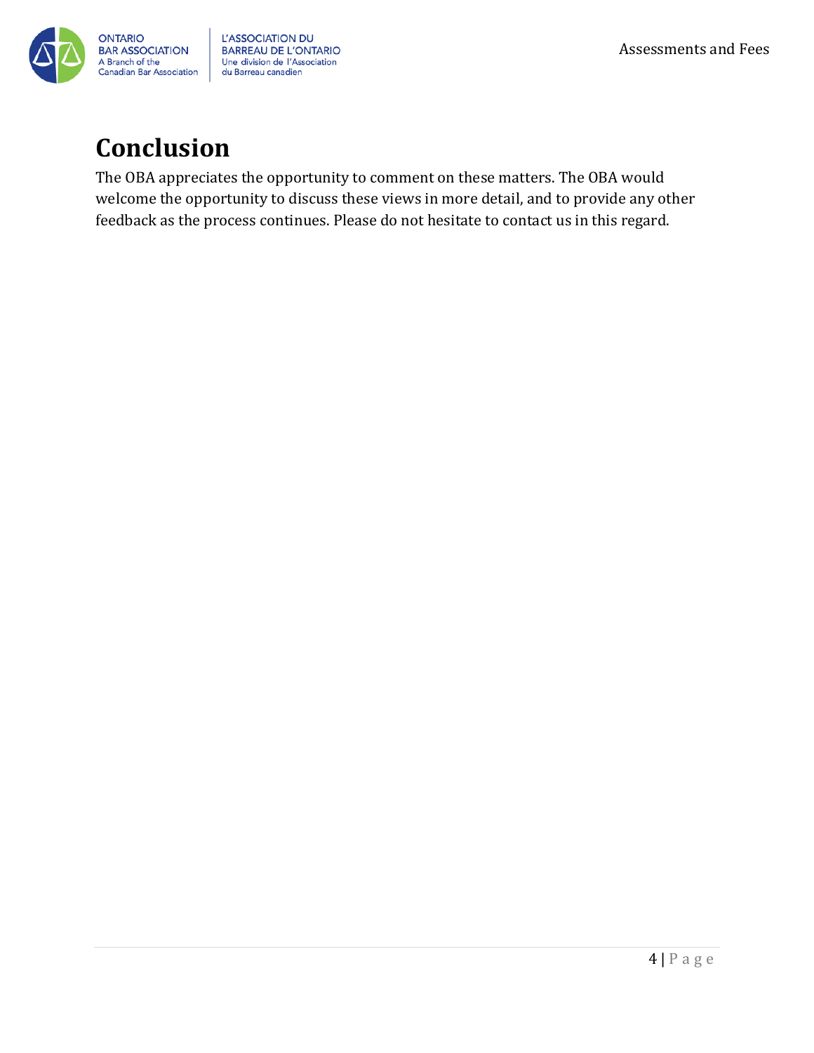# Conclusion

The OBA appreciates the opportunity to comment on these matters. The OBA would welcome the opportunity to discuss these views in more detail, and to provide any other feedback as the process continues. Please do not hesitate to contact us in this regard.